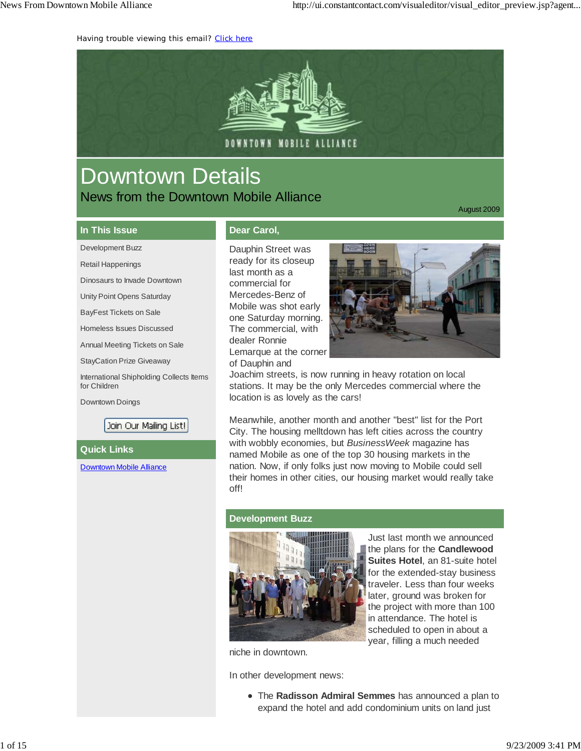Having trouble viewing this email? [Click here](#)

# Downtown Details

## News from the Downtown Mobile Alliance

August 2009

### In This Issue

- Development Buzz
- Retail Happenings
- Dinosaurs to Invade Downtown
- Unity Point Opens Saturday
- BayFest Tickets on Sale
- Homeless Issues Discussed
- Annual Meeting Tickets on Sale
- StayCation Prize Giveaway
- International Shipholding Collects Items for Children
- Downtown Doings

Join Our Mailing List!

### Quick Links

[Downtown Mobile Alliance](#)

### Dear Carol,

Dauphin Street was ready for its closeup last month as a commercial for Mercedes-Benz of Mobile was shot early one Saturday morning. The commercial, with dealer Ronnie Lemarque at the corner of Dauphin and Joachim streets, is now running in heavy rotation on local stations. It may be the only Mercedes commercial where the location is as lovely as the cars!

Meanwhile, another month and another "best" list for the Port City. The housing melltdown has left cities across the country with wobbly economies, but *BusinessWeek* magazine has named Mobile as one of the top 30 housing markets in the nation. Now, if only folks just now moving to Mobile could sell their homes in other cities, our housing market would really take off!

### Development Buzz

Just last month we announced the plans for the **Candlewood Suites Hotel**, an 81-suite hotel for the extended-stay business traveler. Less than four weeks later, ground was broken for the project with more than 100 in attendance. The hotel is scheduled to open in about a year, filling a much needed niche in downtown.

In other development news:

- The **Radisson Admiral Semmes** has announced a plan to expand the hotel and add condominium units on land just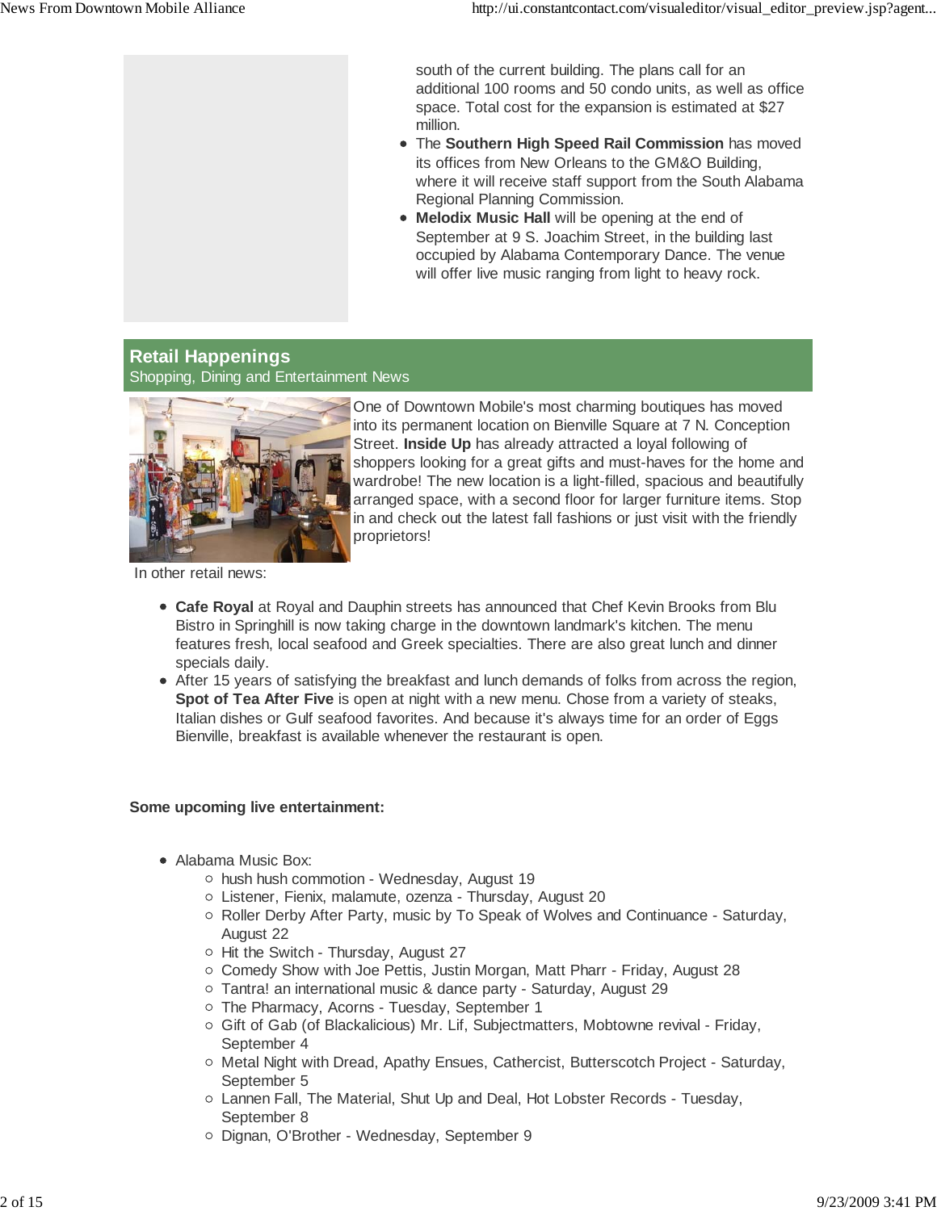south of the current building. The plans call for an additional 100 rooms and 50 condo units, as well as office space. Total cost for the expansion is estimated at $27 million.

- The **Southern High Speed Rail Commission** has moved its offices from New Orleans to the GM&O Building, where it will receive staff support from the South Alabama Regional Planning Commission.
- **Melodix Music Hall** will be opening at the end of September at 9 S. Joachim Street, in the building last occupied by Alabama Contemporary Dance. The venue will offer live music ranging from light to heavy rock.

## Retail Happenings

Shopping, Dining and Entertainment News

One of Downtown Mobile's most charming boutiques has moved into its permanent location on Bienville Square at 7 N. Conception Street. **Inside Up** has already attracted a loyal following of shoppers looking for a great gifts and must-haves for the home and wardrobe! The new location is a light-filled, spacious and beautifully arranged space, with a second floor for larger furniture items. Stop in and check out the latest fall fashions or just visit with the friendly proprietors!

In other retail news:

- **Cafe Royal** at Royal and Dauphin streets has announced that Chef Kevin Brooks from Blu Bistro in Springhill is now taking charge in the downtown landmark's kitchen. The menu features fresh, local seafood and Greek specialties. There are also great lunch and dinner specials daily.
- After 15 years of satisfying the breakfast and lunch demands of folks from across the region, **Spot of Tea After Five** is open at night with a new menu. Chose from a variety of steaks, Italian dishes or Gulf seafood favorites. And because it's always time for an order of Eggs Bienville, breakfast is available whenever the restaurant is open.

**Some upcoming live entertainment:**

- Alabama Music Box:
  - hush hush commotion - Wednesday, August 19
  - Listener, Fienix, malamute, ozenza - Thursday, August 20
  - Roller Derby After Party, music by To Speak of Wolves and Continuance - Saturday, August 22
  - Hit the Switch - Thursday, August 27
  - Comedy Show with Joe Pettis, Justin Morgan, Matt Pharr - Friday, August 28
  - Tantra! an international music & dance party - Saturday, August 29
  - The Pharmacy, Acorns - Tuesday, September 1
  - Gift of Gab (of Blackalicious) Mr. Lif, Subjectmatters, Mobtowne revival - Friday, September 4
  - Metal Night with Dread, Apathy Ensues, Cathercist, Butterscotch Project - Saturday, September 5
  - Lannen Fall, The Material, Shut Up and Deal, Hot Lobster Records - Tuesday, September 8
  - Dignan, O'Brother - Wednesday, September 9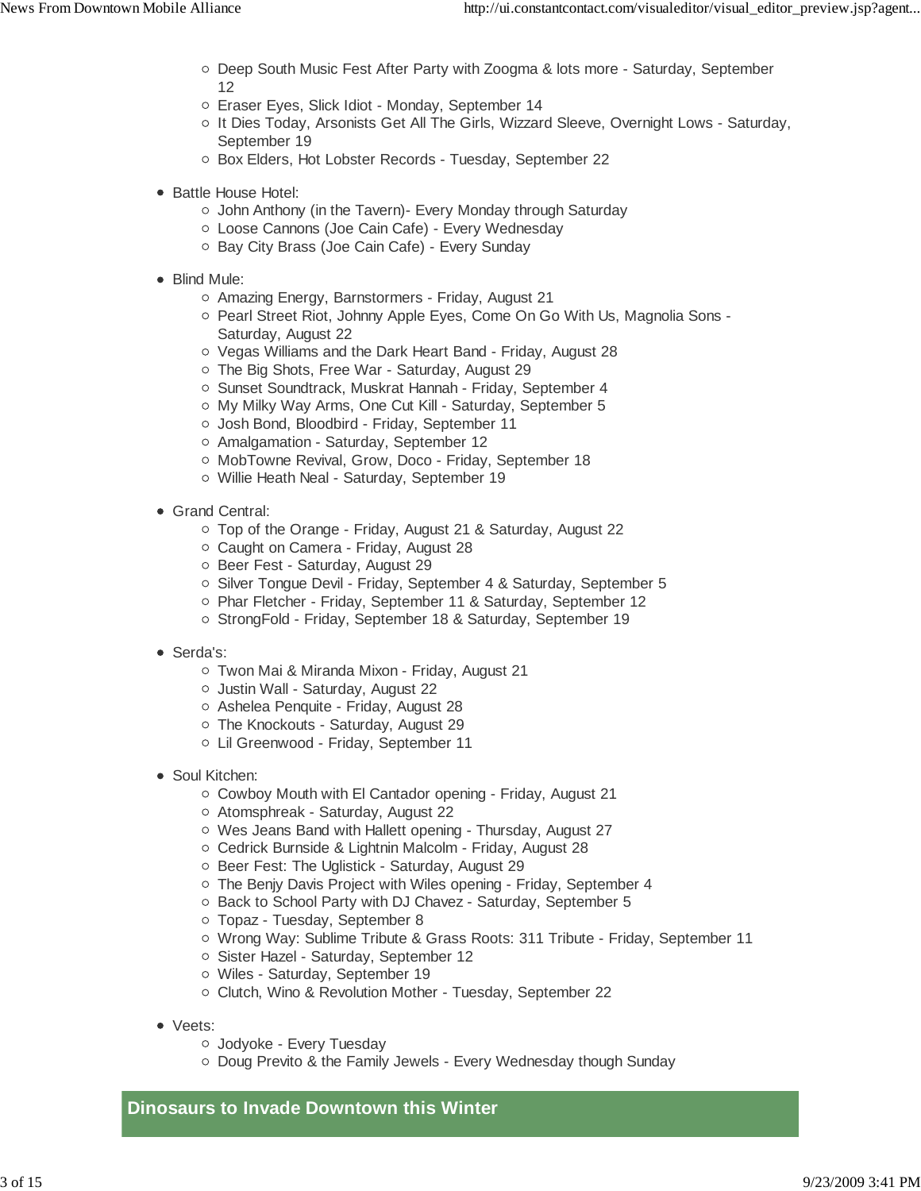- Deep South Music Fest After Party with Zoogma & lots more - Saturday, September 12
- Eraser Eyes, Slick Idiot - Monday, September 14
- It Dies Today, Arsonists Get All The Girls, Wizzard Sleeve, Overnight Lows - Saturday, September 19
- Box Elders, Hot Lobster Records - Tuesday, September 22

- Battle House Hotel:
  - John Anthony (in the Tavern)- Every Monday through Saturday
  - Loose Cannons (Joe Cain Cafe) - Every Wednesday
  - Bay City Brass (Joe Cain Cafe) - Every Sunday

- Blind Mule:
  - Amazing Energy, Barnstormers - Friday, August 21
  - Pearl Street Riot, Johnny Apple Eyes, Come On Go With Us, Magnolia Sons - Saturday, August 22
  - Vegas Williams and the Dark Heart Band - Friday, August 28
  - The Big Shots, Free War - Saturday, August 29
  - Sunset Soundtrack, Muskrat Hannah - Friday, September 4
  - My Milky Way Arms, One Cut Kill - Saturday, September 5
  - Josh Bond, Bloodbird - Friday, September 11
  - Amalgamation - Saturday, September 12
  - MobTowne Revival, Grow, Doco - Friday, September 18
  - Willie Heath Neal - Saturday, September 19

- Grand Central:
  - Top of the Orange - Friday, August 21 & Saturday, August 22
  - Caught on Camera - Friday, August 28
  - Beer Fest - Saturday, August 29
  - Silver Tongue Devil - Friday, September 4 & Saturday, September 5
  - Phar Fletcher - Friday, September 11 & Saturday, September 12
  - StrongFold - Friday, September 18 & Saturday, September 19

- Serda's:
  - Twon Mai & Miranda Mixon - Friday, August 21
  - Justin Wall - Saturday, August 22
  - Ashelea Penquite - Friday, August 28
  - The Knockouts - Saturday, August 29
  - Lil Greenwood - Friday, September 11

- Soul Kitchen:
  - Cowboy Mouth with El Cantador opening - Friday, August 21
  - Atomsphreak - Saturday, August 22
  - Wes Jeans Band with Hallett opening - Thursday, August 27
  - Cedrick Burnside & Lightnin Malcolm - Friday, August 28
  - Beer Fest: The Uglistick - Saturday, August 29
  - The Benjy Davis Project with Wiles opening - Friday, September 4
  - Back to School Party with DJ Chavez - Saturday, September 5
  - Topaz - Tuesday, September 8
  - Wrong Way: Sublime Tribute & Grass Roots: 311 Tribute - Friday, September 11
  - Sister Hazel - Saturday, September 12
  - Wiles - Saturday, September 19
  - Clutch, Wino & Revolution Mother - Tuesday, September 22

- Veets:
  - Jodyoke - Every Tuesday
  - Doug Previto & the Family Jewels - Every Wednesday though Sunday

## Dinosaurs to Invade Downtown this Winter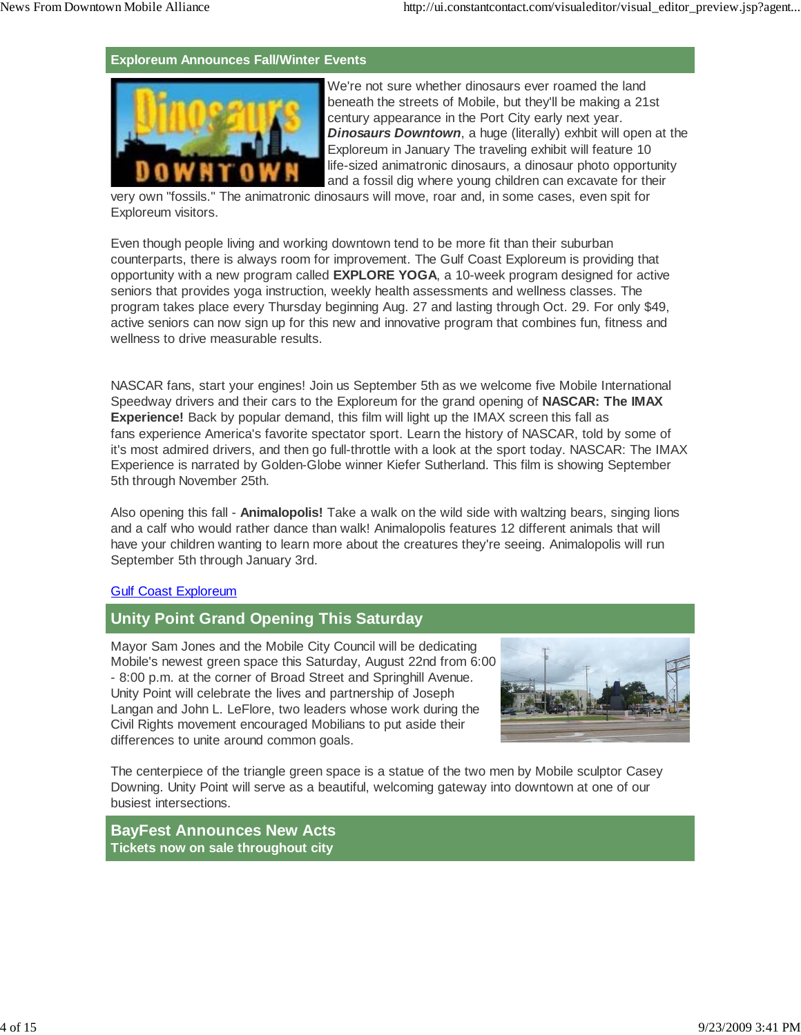## Exploreum Announces Fall/Winter Events

We're not sure whether dinosaurs ever roamed the land beneath the streets of Mobile, but they'll be making a 21st century appearance in the Port City early next year. ***Dinosaurs Downtown***, a huge (literally) exhbit will open at the Exploreum in January The traveling exhibit will feature 10 life-sized animatronic dinosaurs, a dinosaur photo opportunity and a fossil dig where young children can excavate for their very own "fossils." The animatronic dinosaurs will move, roar and, in some cases, even spit for Exploreum visitors.

Even though people living and working downtown tend to be more fit than their suburban counterparts, there is always room for improvement. The Gulf Coast Exploreum is providing that opportunity with a new program called **EXPLORE YOGA**, a 10-week program designed for active seniors that provides yoga instruction, weekly health assessments and wellness classes. The program takes place every Thursday beginning Aug. 27 and lasting through Oct. 29. For only $49, active seniors can now sign up for this new and innovative program that combines fun, fitness and wellness to drive measurable results.

NASCAR fans, start your engines! Join us September 5th as we welcome five Mobile International Speedway drivers and their cars to the Exploreum for the grand opening of **NASCAR: The IMAX Experience!** Back by popular demand, this film will light up the IMAX screen this fall as fans experience America's favorite spectator sport. Learn the history of NASCAR, told by some of it's most admired drivers, and then go full-throttle with a look at the sport today. NASCAR: The IMAX Experience is narrated by Golden-Globe winner Kiefer Sutherland. This film is showing September 5th through November 25th.

Also opening this fall - **Animalopolis!** Take a walk on the wild side with waltzing bears, singing lions and a calf who would rather dance than walk! Animalopolis features 12 different animals that will have your children wanting to learn more about the creatures they're seeing. Animalopolis will run September 5th through January 3rd.

[Gulf Coast Exploreum]

## Unity Point Grand Opening This Saturday

Mayor Sam Jones and the Mobile City Council will be dedicating Mobile's newest green space this Saturday, August 22nd from 6:00 - 8:00 p.m. at the corner of Broad Street and Springhill Avenue. Unity Point will celebrate the lives and partnership of Joseph Langan and John L. LeFlore, two leaders whose work during the Civil Rights movement encouraged Mobilians to put aside their differences to unite around common goals.

The centerpiece of the triangle green space is a statue of the two men by Mobile sculptor Casey Downing. Unity Point will serve as a beautiful, welcoming gateway into downtown at one of our busiest intersections.

## BayFest Announces New Acts

**Tickets now on sale throughout city**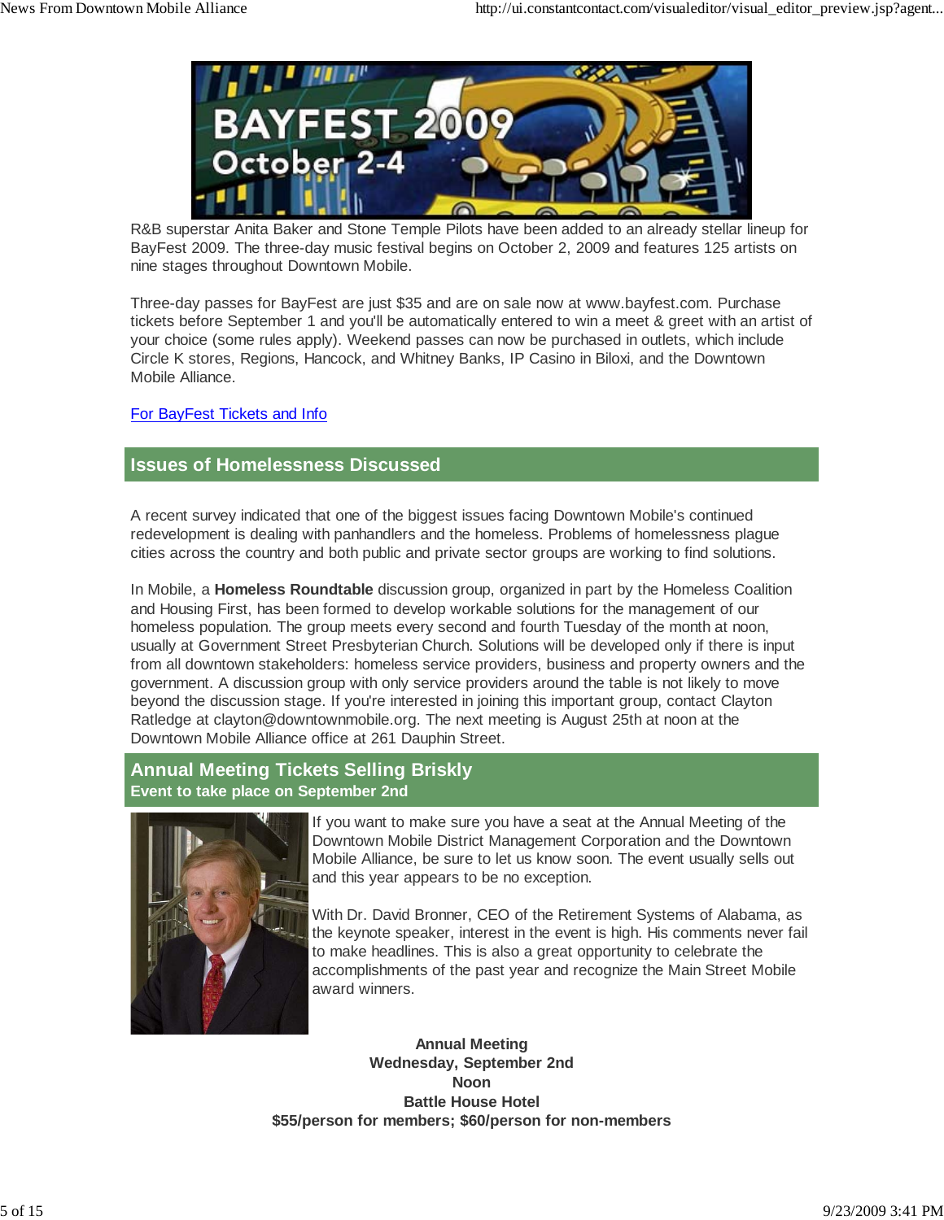R&B superstar Anita Baker and Stone Temple Pilots have been added to an already stellar lineup for BayFest 2009. The three-day music festival begins on October 2, 2009 and features 125 artists on nine stages throughout Downtown Mobile.

Three-day passes for BayFest are just $35 and are on sale now at www.bayfest.com. Purchase tickets before September 1 and you'll be automatically entered to win a meet & greet with an artist of your choice (some rules apply). Weekend passes can now be purchased in outlets, which include Circle K stores, Regions, Hancock, and Whitney Banks, IP Casino in Biloxi, and the Downtown Mobile Alliance.

For BayFest Tickets and Info

## Issues of Homelessness Discussed

A recent survey indicated that one of the biggest issues facing Downtown Mobile's continued redevelopment is dealing with panhandlers and the homeless. Problems of homelessness plague cities across the country and both public and private sector groups are working to find solutions.

In Mobile, a **Homeless Roundtable** discussion group, organized in part by the Homeless Coalition and Housing First, has been formed to develop workable solutions for the management of our homeless population. The group meets every second and fourth Tuesday of the month at noon, usually at Government Street Presbyterian Church. Solutions will be developed only if there is input from all downtown stakeholders: homeless service providers, business and property owners and the government. A discussion group with only service providers around the table is not likely to move beyond the discussion stage. If you're interested in joining this important group, contact Clayton Ratledge at clayton@downtownmobile.org. The next meeting is August 25th at noon at the Downtown Mobile Alliance office at 261 Dauphin Street.

## Annual Meeting Tickets Selling Briskly

**Event to take place on September 2nd**

If you want to make sure you have a seat at the Annual Meeting of the Downtown Mobile District Management Corporation and the Downtown Mobile Alliance, be sure to let us know soon. The event usually sells out and this year appears to be no exception.

With Dr. David Bronner, CEO of the Retirement Systems of Alabama, as the keynote speaker, interest in the event is high. His comments never fail to make headlines. This is also a great opportunity to celebrate the accomplishments of the past year and recognize the Main Street Mobile award winners.

**Annual Meeting**
**Wednesday, September 2nd**
**Noon**
**Battle House Hotel**
**$55/person for members; $60/person for non-members**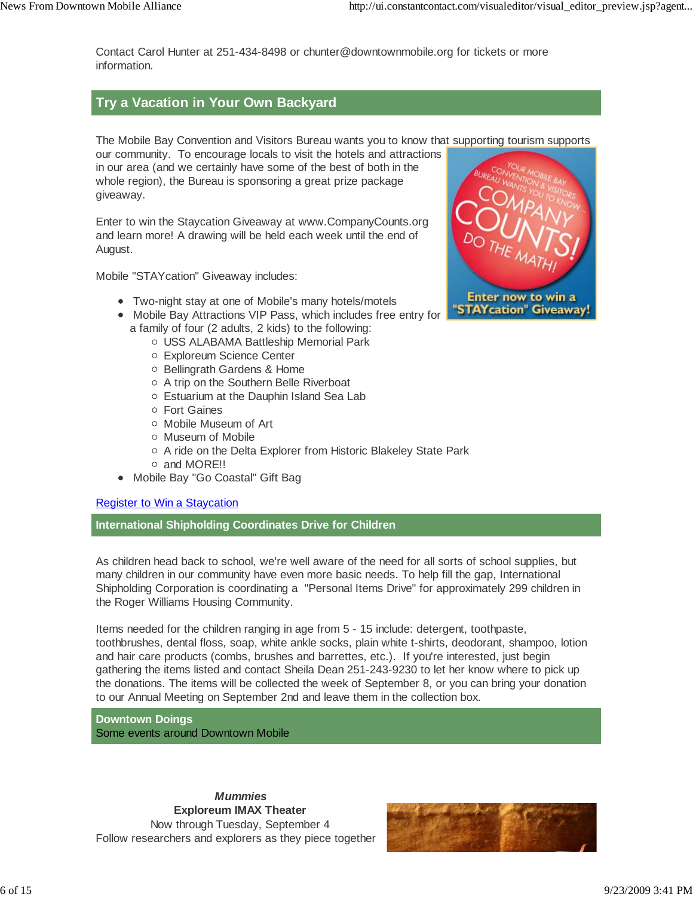Contact Carol Hunter at 251-434-8498 or chunter@downtownmobile.org for tickets or more information.

## Try a Vacation in Your Own Backyard

The Mobile Bay Convention and Visitors Bureau wants you to know that supporting tourism supports our community. To encourage locals to visit the hotels and attractions in our area (and we certainly have some of the best of both in the whole region), the Bureau is sponsoring a great prize package giveaway.

Enter to win the Staycation Giveaway at www.CompanyCounts.org and learn more! A drawing will be held each week until the end of August.

Mobile "STAYcation" Giveaway includes:

- Two-night stay at one of Mobile's many hotels/motels
- Mobile Bay Attractions VIP Pass, which includes free entry for a family of four (2 adults, 2 kids) to the following:
  - USS ALABAMA Battleship Memorial Park
  - Exploreum Science Center
  - Bellingrath Gardens & Home
  - A trip on the Southern Belle Riverboat
  - Estuarium at the Dauphin Island Sea Lab
  - Fort Gaines
  - Mobile Museum of Art
  - Museum of Mobile
  - A ride on the Delta Explorer from Historic Blakeley State Park
  - and MORE!!
- Mobile Bay "Go Coastal" Gift Bag

Register to Win a Staycation

## International Shipholding Coordinates Drive for Children

As children head back to school, we're well aware of the need for all sorts of school supplies, but many children in our community have even more basic needs. To help fill the gap, International Shipholding Corporation is coordinating a "Personal Items Drive" for approximately 299 children in the Roger Williams Housing Community.

Items needed for the children ranging in age from 5 - 15 include: detergent, toothpaste, toothbrushes, dental floss, soap, white ankle socks, plain white t-shirts, deodorant, shampoo, lotion and hair care products (combs, brushes and barrettes, etc.). If you're interested, just begin gathering the items listed and contact Sheila Dean 251-243-9230 to let her know where to pick up the donations. The items will be collected the week of September 8, or you can bring your donation to our Annual Meeting on September 2nd and leave them in the collection box.

## Downtown Doings

Some events around Downtown Mobile

***Mummies***
**Exploreum IMAX Theater**
Now through Tuesday, September 4
Follow researchers and explorers as they piece together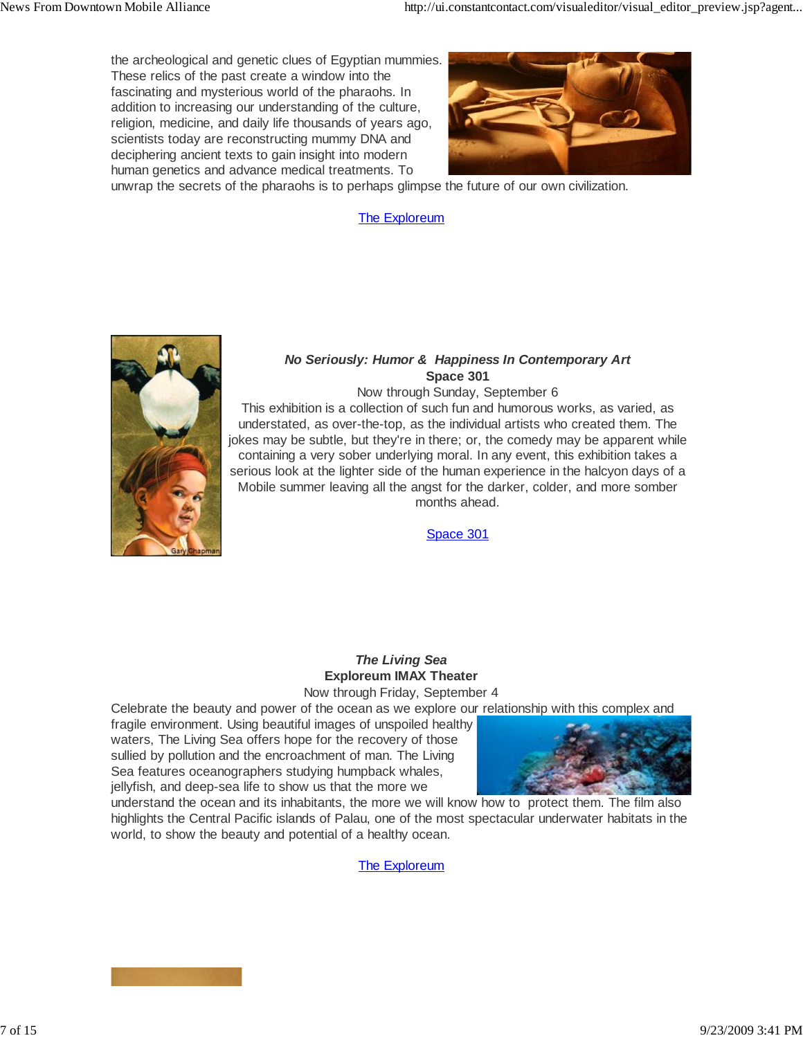the archeological and genetic clues of Egyptian mummies. These relics of the past create a window into the fascinating and mysterious world of the pharaohs. In addition to increasing our understanding of the culture, religion, medicine, and daily life thousands of years ago, scientists today are reconstructing mummy DNA and deciphering ancient texts to gain insight into modern human genetics and advance medical treatments. To unwrap the secrets of the pharaohs is to perhaps glimpse the future of our own civilization.

The Exploreum

***No Seriously: Humor & Happiness In Contemporary Art***
**Space 301**
Now through Sunday, September 6

This exhibition is a collection of such fun and humorous works, as varied, as understated, as over-the-top, as the individual artists who created them. The jokes may be subtle, but they're in there; or, the comedy may be apparent while containing a very sober underlying moral. In any event, this exhibition takes a serious look at the lighter side of the human experience in the halcyon days of a Mobile summer leaving all the angst for the darker, colder, and more somber months ahead.

Space 301

***The Living Sea***
**Exploreum IMAX Theater**
Now through Friday, September 4

Celebrate the beauty and power of the ocean as we explore our relationship with this complex and fragile environment. Using beautiful images of unspoiled healthy waters, The Living Sea offers hope for the recovery of those sullied by pollution and the encroachment of man. The Living Sea features oceanographers studying humpback whales, jellyfish, and deep-sea life to show us that the more we understand the ocean and its inhabitants, the more we will know how to protect them. The film also highlights the Central Pacific islands of Palau, one of the most spectacular underwater habitats in the world, to show the beauty and potential of a healthy ocean.

The Exploreum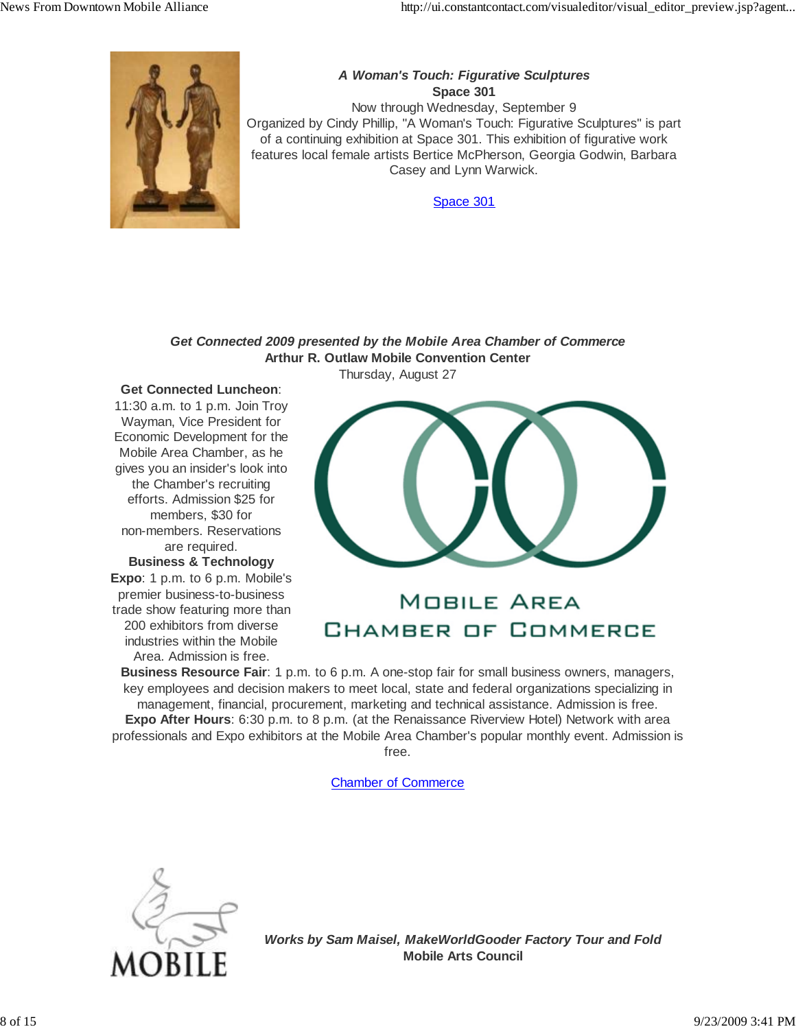***A Woman's Touch: Figurative Sculptures***
**Space 301**
Now through Wednesday, September 9
Organized by Cindy Phillip, "A Woman's Touch: Figurative Sculptures" is part of a continuing exhibition at Space 301. This exhibition of figurative work features local female artists Bertice McPherson, Georgia Godwin, Barbara Casey and Lynn Warwick.

[Space 301]

***Get Connected 2009 presented by the Mobile Area Chamber of Commerce***
**Arthur R. Outlaw Mobile Convention Center**
Thursday, August 27

**Get Connected Luncheon**: 11:30 a.m. to 1 p.m. Join Troy Wayman, Vice President for Economic Development for the Mobile Area Chamber, as he gives you an insider's look into the Chamber's recruiting efforts. Admission $25 for members, $30 for non-members. Reservations are required.

**Business & Technology Expo**: 1 p.m. to 6 p.m. Mobile's premier business-to-business trade show featuring more than 200 exhibitors from diverse industries within the Mobile Area. Admission is free.

MOBILE AREA CHAMBER OF COMMERCE

**Business Resource Fair**: 1 p.m. to 6 p.m. A one-stop fair for small business owners, managers, key employees and decision makers to meet local, state and federal organizations specializing in management, financial, procurement, marketing and technical assistance. Admission is free.

**Expo After Hours**: 6:30 p.m. to 8 p.m. (at the Renaissance Riverview Hotel) Network with area professionals and Expo exhibitors at the Mobile Area Chamber's popular monthly event. Admission is free.

[Chamber of Commerce]

MOBILE

***Works by Sam Maisel, MakeWorldGooder Factory Tour and Fold***
**Mobile Arts Council**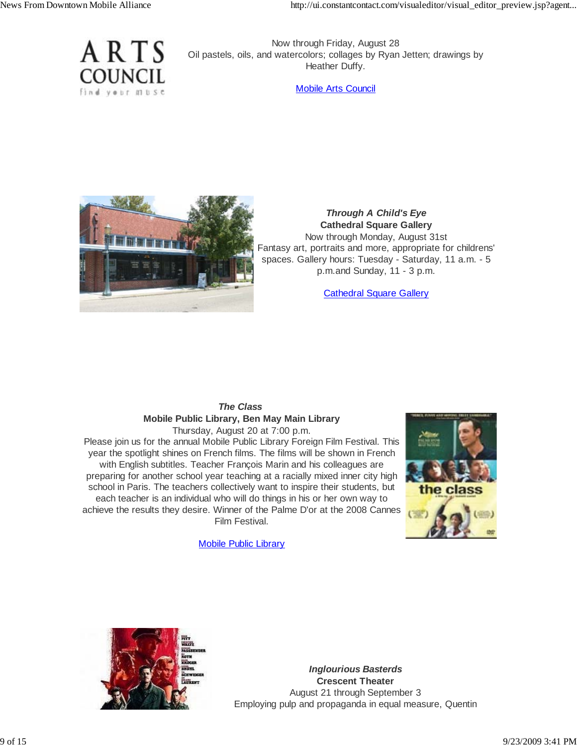Now through Friday, August 28
Oil pastels, oils, and watercolors; collages by Ryan Jetten; drawings by Heather Duffy.

Mobile Arts Council

***Through A Child's Eye***
**Cathedral Square Gallery**
Now through Monday, August 31st
Fantasy art, portraits and more, appropriate for childrens' spaces. Gallery hours: Tuesday - Saturday, 11 a.m. - 5 p.m.and Sunday, 11 - 3 p.m.

Cathedral Square Gallery

***The Class***
**Mobile Public Library, Ben May Main Library**
Thursday, August 20 at 7:00 p.m.
Please join us for the annual Mobile Public Library Foreign Film Festival. This year the spotlight shines on French films. The films will be shown in French with English subtitles. Teacher François Marin and his colleagues are preparing for another school year teaching at a racially mixed inner city high school in Paris. The teachers collectively want to inspire their students, but each teacher is an individual who will do things in his or her own way to achieve the results they desire. Winner of the Palme D'or at the 2008 Cannes Film Festival.

Mobile Public Library

***Inglourious Basterds***
**Crescent Theater**
August 21 through September 3
Employing pulp and propaganda in equal measure, Quentin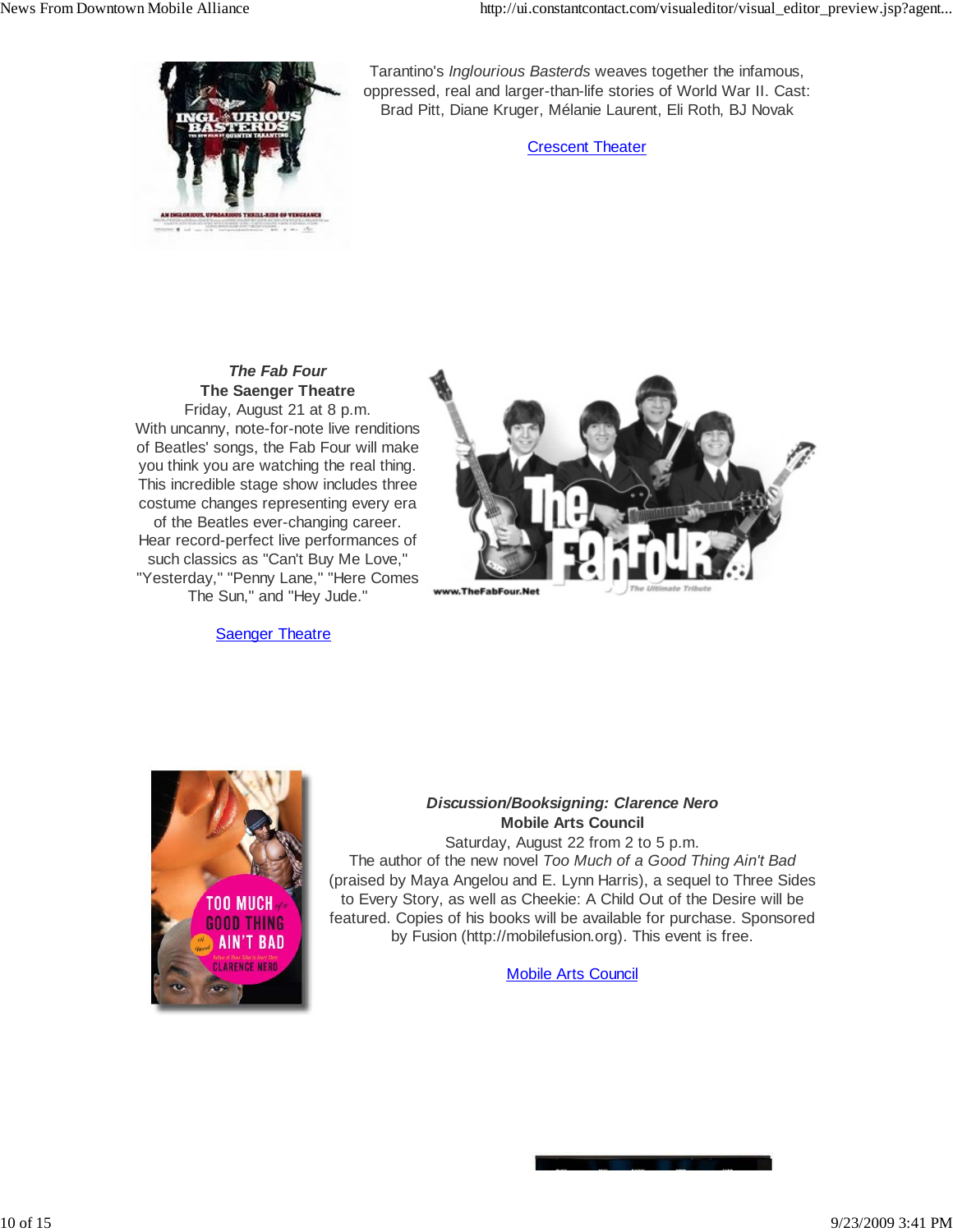Tarantino's *Inglourious Basterds* weaves together the infamous, oppressed, real and larger-than-life stories of World War II. Cast: Brad Pitt, Diane Kruger, Mélanie Laurent, Eli Roth, BJ Novak

[Crescent Theater]

***The Fab Four***
**The Saenger Theatre**
Friday, August 21 at 8 p.m.
With uncanny, note-for-note live renditions of Beatles' songs, the Fab Four will make you think you are watching the real thing. This incredible stage show includes three costume changes representing every era of the Beatles ever-changing career. Hear record-perfect live performances of such classics as "Can't Buy Me Love," "Yesterday," "Penny Lane," "Here Comes The Sun," and "Hey Jude."

[Saenger Theatre]

***Discussion/Booksigning: Clarence Nero***
**Mobile Arts Council**
Saturday, August 22 from 2 to 5 p.m.
The author of the new novel *Too Much of a Good Thing Ain't Bad* (praised by Maya Angelou and E. Lynn Harris), a sequel to Three Sides to Every Story, as well as Cheekie: A Child Out of the Desire will be featured. Copies of his books will be available for purchase. Sponsored by Fusion (http://mobilefusion.org). This event is free.

[Mobile Arts Council]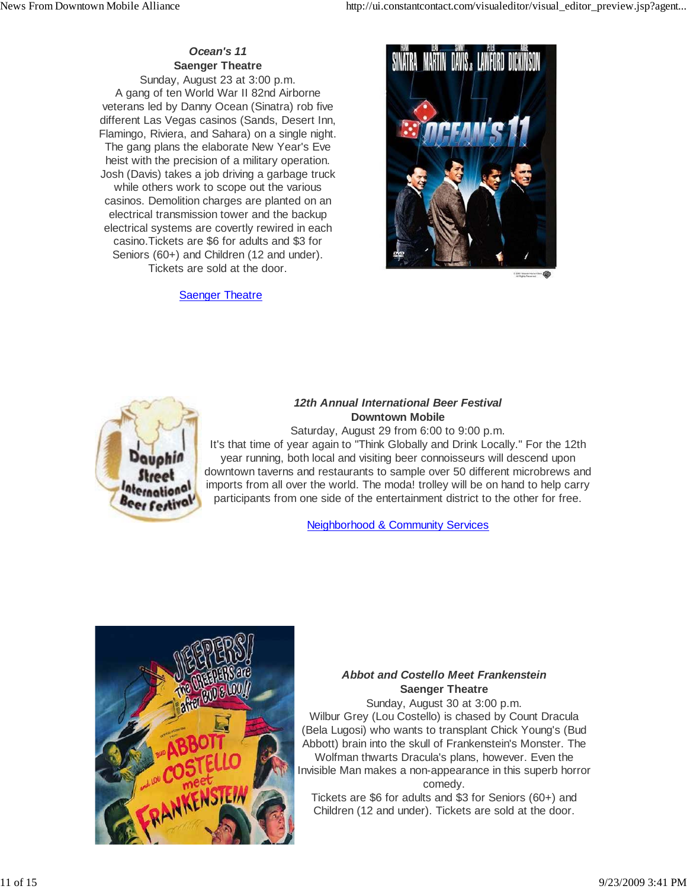***Ocean's 11***
**Saenger Theatre**
Sunday, August 23 at 3:00 p.m.
A gang of ten World War II 82nd Airborne veterans led by Danny Ocean (Sinatra) rob five different Las Vegas casinos (Sands, Desert Inn, Flamingo, Riviera, and Sahara) on a single night. The gang plans the elaborate New Year's Eve heist with the precision of a military operation. Josh (Davis) takes a job driving a garbage truck while others work to scope out the various casinos. Demolition charges are planted on an electrical transmission tower and the backup electrical systems are covertly rewired in each casino.Tickets are $6 for adults and $3 for Seniors (60+) and Children (12 and under). Tickets are sold at the door.

Saenger Theatre

***12th Annual International Beer Festival***
**Downtown Mobile**
Saturday, August 29 from 6:00 to 9:00 p.m.
It's that time of year again to "Think Globally and Drink Locally." For the 12th year running, both local and visiting beer connoisseurs will descend upon downtown taverns and restaurants to sample over 50 different microbrews and imports from all over the world. The moda! trolley will be on hand to help carry participants from one side of the entertainment district to the other for free.

Neighborhood & Community Services

***Abbot and Costello Meet Frankenstein***
**Saenger Theatre**
Sunday, August 30 at 3:00 p.m.
Wilbur Grey (Lou Costello) is chased by Count Dracula (Bela Lugosi) who wants to transplant Chick Young's (Bud Abbott) brain into the skull of Frankenstein's Monster. The Wolfman thwarts Dracula's plans, however. Even the Invisible Man makes a non-appearance in this superb horror comedy.
Tickets are $6 for adults and $3 for Seniors (60+) and Children (12 and under). Tickets are sold at the door.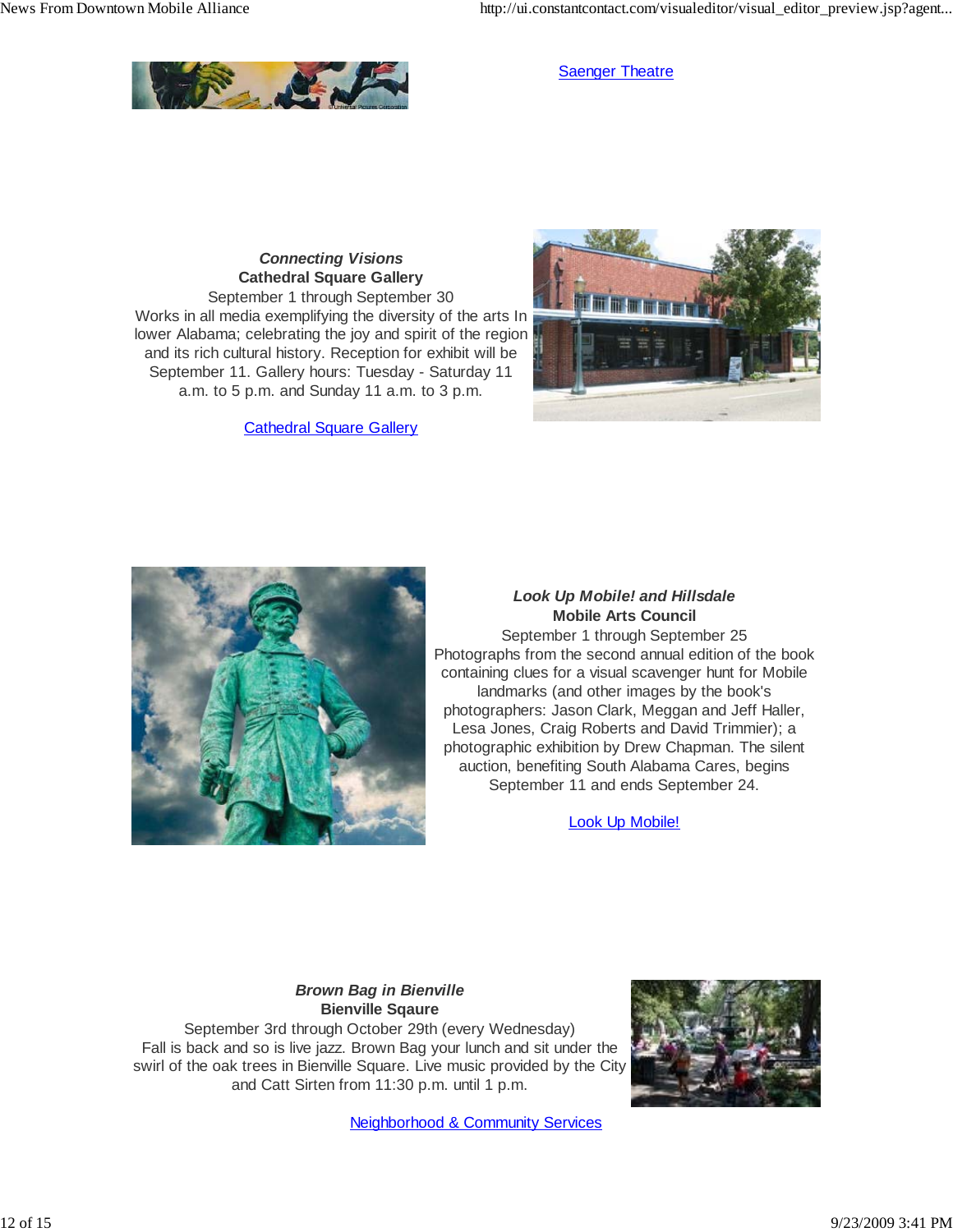Saenger Theatre

***Connecting Visions***
**Cathedral Square Gallery**
September 1 through September 30
Works in all media exemplifying the diversity of the arts In lower Alabama; celebrating the joy and spirit of the region and its rich cultural history. Reception for exhibit will be September 11. Gallery hours: Tuesday - Saturday 11 a.m. to 5 p.m. and Sunday 11 a.m. to 3 p.m.

Cathedral Square Gallery

***Look Up Mobile! and Hillsdale***
**Mobile Arts Council**
September 1 through September 25
Photographs from the second annual edition of the book containing clues for a visual scavenger hunt for Mobile landmarks (and other images by the book's photographers: Jason Clark, Meggan and Jeff Haller, Lesa Jones, Craig Roberts and David Trimmier); a photographic exhibition by Drew Chapman. The silent auction, benefiting South Alabama Cares, begins September 11 and ends September 24.

Look Up Mobile!

***Brown Bag in Bienville***
**Bienville Sqaure**
September 3rd through October 29th (every Wednesday)
Fall is back and so is live jazz. Brown Bag your lunch and sit under the swirl of the oak trees in Bienville Square. Live music provided by the City and Catt Sirten from 11:30 p.m. until 1 p.m.

Neighborhood & Community Services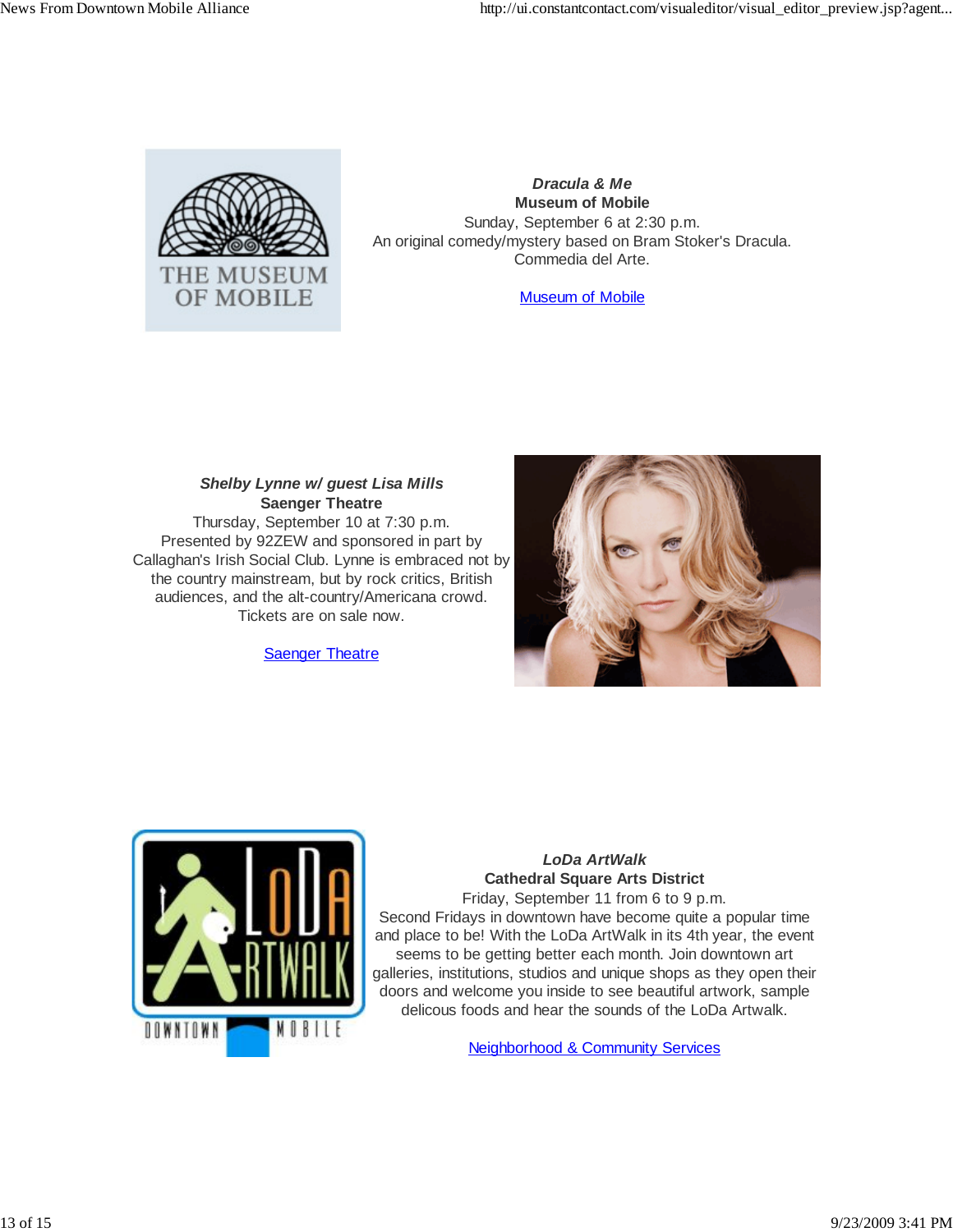***Dracula & Me***
**Museum of Mobile**
Sunday, September 6 at 2:30 p.m.
An original comedy/mystery based on Bram Stoker's Dracula.
Commedia del Arte.

[Museum of Mobile]

***Shelby Lynne w/ guest Lisa Mills***
**Saenger Theatre**
Thursday, September 10 at 7:30 p.m.
Presented by 92ZEW and sponsored in part by Callaghan's Irish Social Club. Lynne is embraced not by the country mainstream, but by rock critics, British audiences, and the alt-country/Americana crowd.
Tickets are on sale now.

[Saenger Theatre]

***LoDa ArtWalk***
**Cathedral Square Arts District**
Friday, September 11 from 6 to 9 p.m.
Second Fridays in downtown have become quite a popular time and place to be! With the LoDa ArtWalk in its 4th year, the event seems to be getting better each month. Join downtown art galleries, institutions, studios and unique shops as they open their doors and welcome you inside to see beautiful artwork, sample delicous foods and hear the sounds of the LoDa Artwalk.

[Neighborhood & Community Services]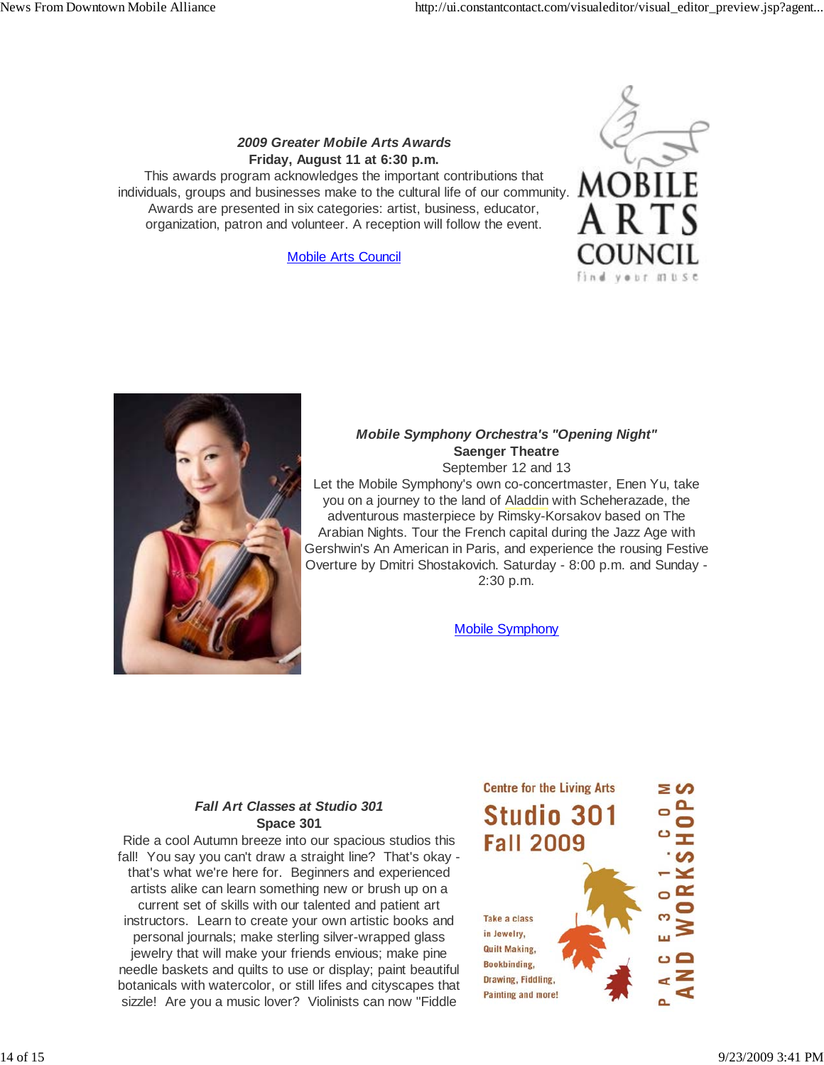***2009 Greater Mobile Arts Awards***
**Friday, August 11 at 6:30 p.m.**
This awards program acknowledges the important contributions that individuals, groups and businesses make to the cultural life of our community. Awards are presented in six categories: artist, business, educator, organization, patron and volunteer. A reception will follow the event.

Mobile Arts Council

MOBILE ARTS COUNCIL
find your muse

***Mobile Symphony Orchestra's "Opening Night"***
**Saenger Theatre**
September 12 and 13
Let the Mobile Symphony's own co-concertmaster, Enen Yu, take you on a journey to the land of Aladdin with Scheherazade, the adventurous masterpiece by Rimsky-Korsakov based on The Arabian Nights. Tour the French capital during the Jazz Age with Gershwin's An American in Paris, and experience the rousing Festive Overture by Dmitri Shostakovich. Saturday - 8:00 p.m. and Sunday - 2:30 p.m.

Mobile Symphony

***Fall Art Classes at Studio 301***
**Space 301**
Ride a cool Autumn breeze into our spacious studios this fall! You say you can't draw a straight line? That's okay - that's what we're here for. Beginners and experienced artists alike can learn something new or brush up on a current set of skills with our talented and patient art instructors. Learn to create your own artistic books and personal journals; make sterling silver-wrapped glass jewelry that will make your friends envious; make pine needle baskets and quilts to use or display; paint beautiful botanicals with watercolor, or still lifes and cityscapes that sizzle! Are you a music lover? Violinists can now "Fiddle

Centre for the Living Arts
Studio 301
Fall 2009
Take a class in Jewelry, Quilt Making, Bookbinding, Drawing, Fiddling, Painting and more!
SPACE301.COM
AND WORKSHOPS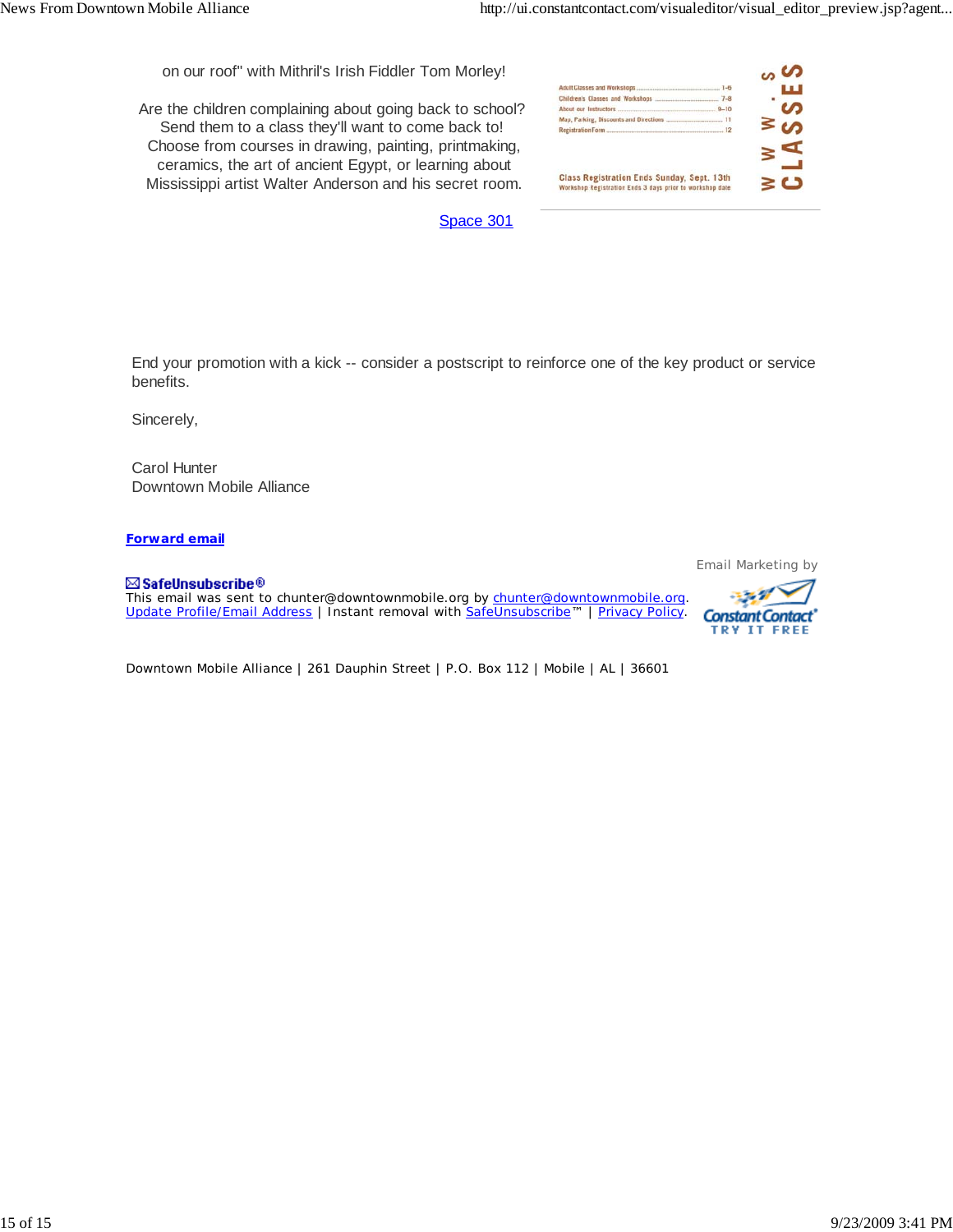on our roof" with Mithril's Irish Fiddler Tom Morley!

Are the children complaining about going back to school? Send them to a class they'll want to come back to! Choose from courses in drawing, painting, printmaking, ceramics, the art of ancient Egypt, or learning about Mississippi artist Walter Anderson and his secret room.

Adult Classes and Workshops ........ 1-6
Children's Classes and Workshops ........ 7-8
About our Instructors ........ 9-10
Map, Parking, Discounts and Directions ........ 11
Registration Form ........ 12

Class Registration Ends Sunday, Sept. 13th
Workshop Registration Ends 3 days prior to workshop date

W W W . S
CLASSES

Space 301

End your promotion with a kick -- consider a postscript to reinforce one of the key product or service benefits.

Sincerely,

Carol Hunter
Downtown Mobile Alliance

**Forward email**

**SafeUnsubscribe®**
This email was sent to chunter@downtownmobile.org by chunter@downtownmobile.org.
Update Profile/Email Address | Instant removal with SafeUnsubscribe™ | Privacy Policy.

Email Marketing by
Constant Contact
TRY IT FREE

Downtown Mobile Alliance | 261 Dauphin Street | P.O. Box 112 | Mobile | AL | 36601